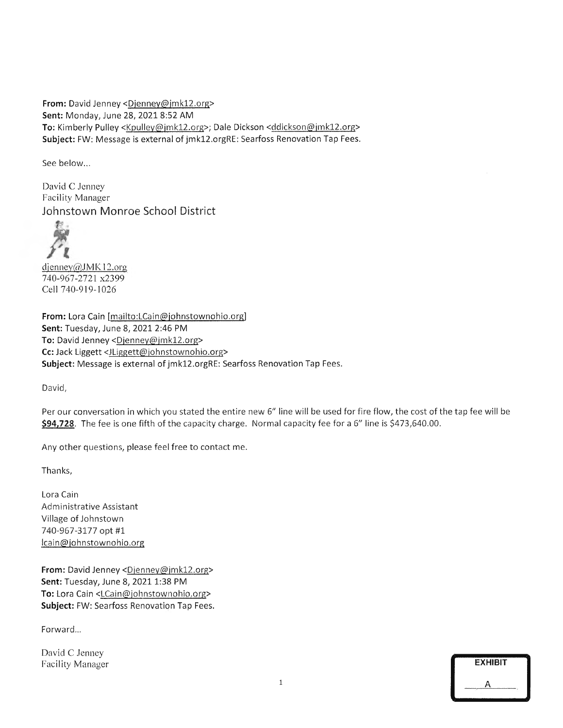**From:** David Jenney <Djenney@jmk12.org>
**Sent:** Monday, June 28, 2021 8:52 AM
**To:** Kimberly Pulley <Kpulley@jmk12.org>; Dale Dickson <ddickson@jmk12.org>
**Subject:** FW: Message is external of jmk12.orgRE: Searfoss Renovation Tap Fees.

See below...

David C Jenney
Facility Manager
Johnstown Monroe School District

djenney@JMK12.org
740-967-2721 x2399
Cell 740-919-1026

**From:** Lora Cain [mailto:LCain@johnstownohio.org]
**Sent:** Tuesday, June 8, 2021 2:46 PM
**To:** David Jenney <Djenney@jmk12.org>
**Cc:** Jack Liggett <JLiggett@johnstownohio.org>
**Subject:** Message is external of jmk12.orgRE: Searfoss Renovation Tap Fees.

David,

Per our conversation in which you stated the entire new 6" line will be used for fire flow, the cost of the tap fee will be **$94,728**. The fee is one fifth of the capacity charge. Normal capacity fee for a 6" line is $473,640.00.

Any other questions, please feel free to contact me.

Thanks,

Lora Cain
Administrative Assistant
Village of Johnstown
740-967-3177 opt #1
lcain@johnstownohio.org

**From:** David Jenney <Djenney@jmk12.org>
**Sent:** Tuesday, June 8, 2021 1:38 PM
**To:** Lora Cain <LCain@johnstownohio.org>
**Subject:** FW: Searfoss Renovation Tap Fees.

Forward...

David C Jenney
Facility Manager

EXHIBIT
A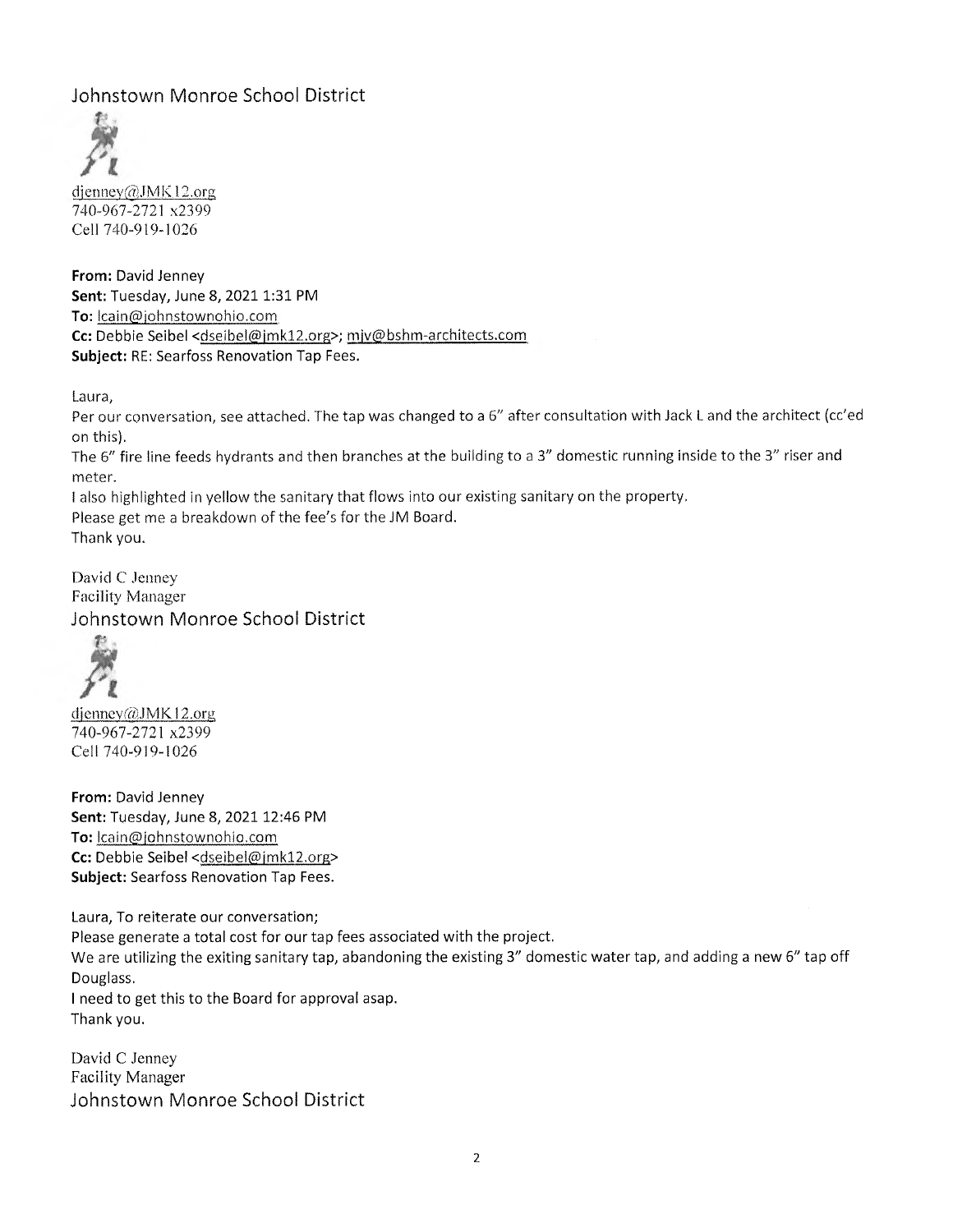Johnstown Monroe School District

djenney@JMK12.org
740-967-2721 x2399
Cell 740-919-1026

**From:** David Jenney
**Sent:** Tuesday, June 8, 2021 1:31 PM
**To:** lcain@johnstownohio.com
**Cc:** Debbie Seibel <dseibel@jmk12.org>; mjv@bshm-architects.com
**Subject:** RE: Searfoss Renovation Tap Fees.

Laura,
Per our conversation, see attached. The tap was changed to a 6" after consultation with Jack L and the architect (cc'ed on this).
The 6" fire line feeds hydrants and then branches at the building to a 3" domestic running inside to the 3" riser and meter.
I also highlighted in yellow the sanitary that flows into our existing sanitary on the property.
Please get me a breakdown of the fee's for the JM Board.
Thank you.

David C Jenney
Facility Manager
Johnstown Monroe School District

djenney@JMK12.org
740-967-2721 x2399
Cell 740-919-1026

**From:** David Jenney
**Sent:** Tuesday, June 8, 2021 12:46 PM
**To:** lcain@johnstownohio.com
**Cc:** Debbie Seibel <dseibel@jmk12.org>
**Subject:** Searfoss Renovation Tap Fees.

Laura, To reiterate our conversation;
Please generate a total cost for our tap fees associated with the project.
We are utilizing the exiting sanitary tap, abandoning the existing 3" domestic water tap, and adding a new 6" tap off Douglass.
I need to get this to the Board for approval asap.
Thank you.

David C Jenney
Facility Manager
Johnstown Monroe School District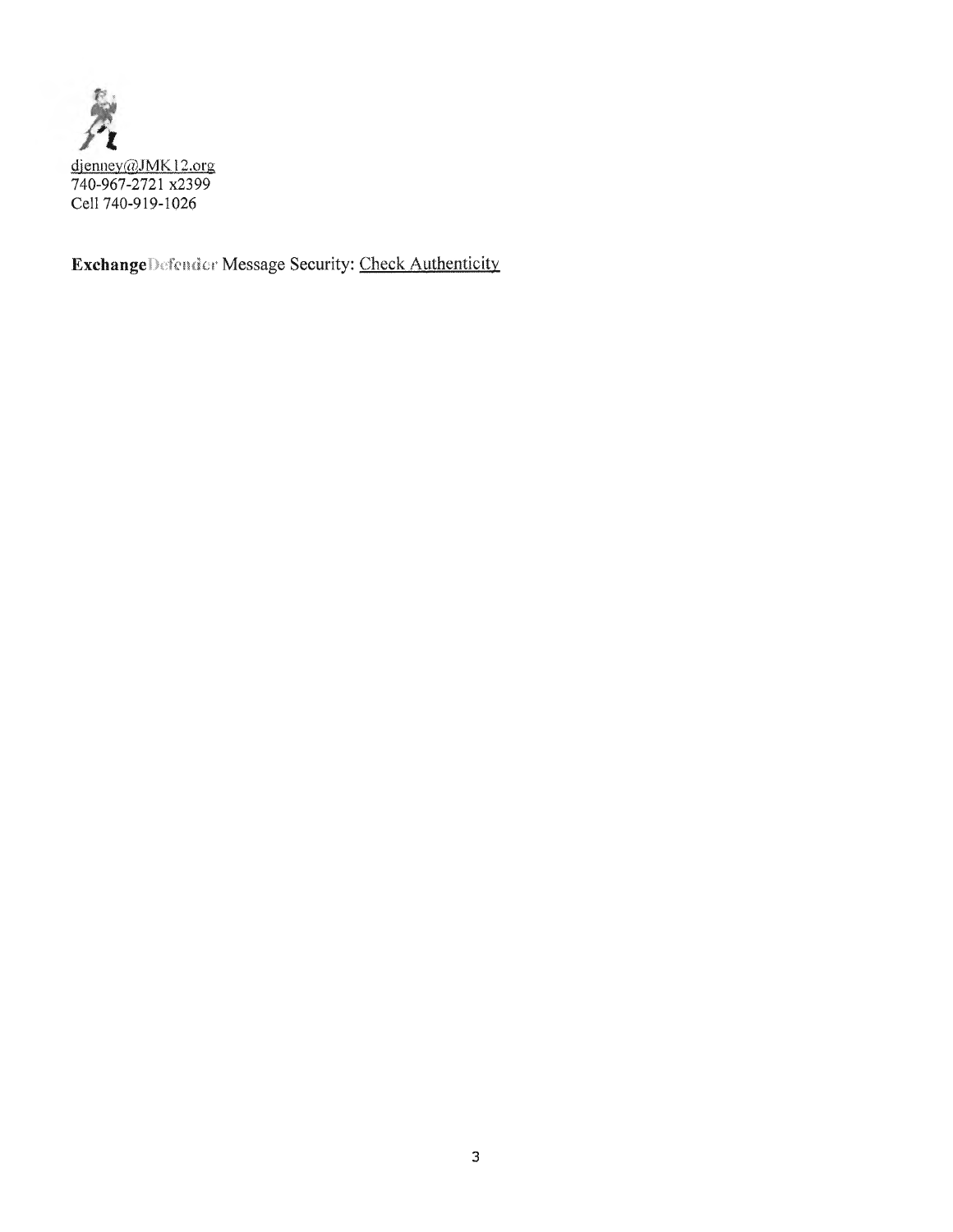djenney@JMK12.org
740-967-2721 x2399
Cell 740-919-1026

**Exchange**Defender Message Security: Check Authenticity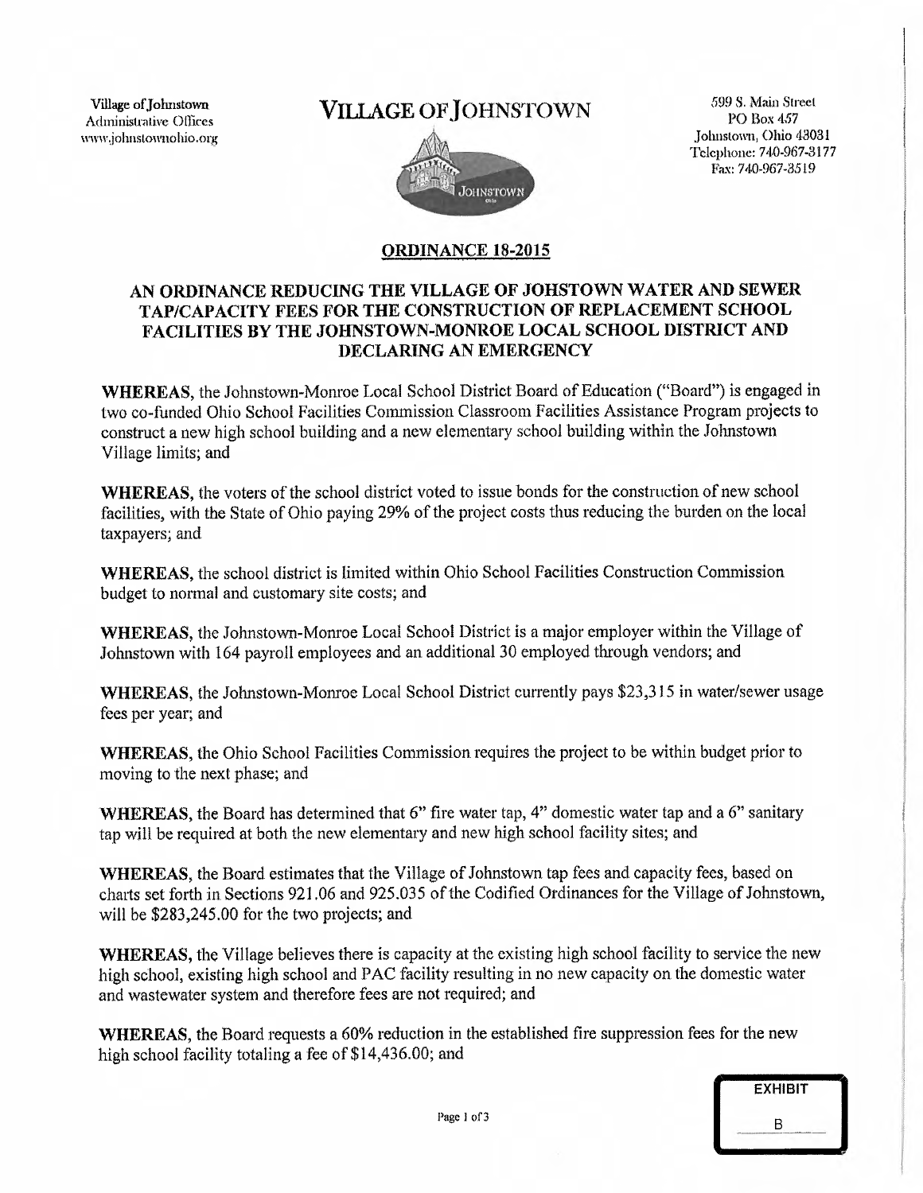Village of Johnstown
Administrative Offices
www.johnstownohio.org

# VILLAGE OF JOHNSTOWN

599 S. Main Street
PO Box 457
Johnstown, Ohio 43031
Telephone: 740-967-3177
Fax: 740-967-3519

## ORDINANCE 18-2015

### AN ORDINANCE REDUCING THE VILLAGE OF JOHSTOWN WATER AND SEWER TAP/CAPACITY FEES FOR THE CONSTRUCTION OF REPLACEMENT SCHOOL FACILITIES BY THE JOHNSTOWN-MONROE LOCAL SCHOOL DISTRICT AND DECLARING AN EMERGENCY

**WHEREAS,** the Johnstown-Monroe Local School District Board of Education ("Board") is engaged in two co-funded Ohio School Facilities Commission Classroom Facilities Assistance Program projects to construct a new high school building and a new elementary school building within the Johnstown Village limits; and

**WHEREAS,** the voters of the school district voted to issue bonds for the construction of new school facilities, with the State of Ohio paying 29% of the project costs thus reducing the burden on the local taxpayers; and

**WHEREAS,** the school district is limited within Ohio School Facilities Construction Commission budget to normal and customary site costs; and

**WHEREAS,** the Johnstown-Monroe Local School District is a major employer within the Village of Johnstown with 164 payroll employees and an additional 30 employed through vendors; and

**WHEREAS,** the Johnstown-Monroe Local School District currently pays $23,315 in water/sewer usage fees per year; and

**WHEREAS,** the Ohio School Facilities Commission requires the project to be within budget prior to moving to the next phase; and

**WHEREAS,** the Board has determined that 6" fire water tap, 4" domestic water tap and a 6" sanitary tap will be required at both the new elementary and new high school facility sites; and

**WHEREAS,** the Board estimates that the Village of Johnstown tap fees and capacity fees, based on charts set forth in Sections 921.06 and 925.035 of the Codified Ordinances for the Village of Johnstown, will be $283,245.00 for the two projects; and

**WHEREAS,** the Village believes there is capacity at the existing high school facility to service the new high school, existing high school and PAC facility resulting in no new capacity on the domestic water and wastewater system and therefore fees are not required; and

**WHEREAS,** the Board requests a 60% reduction in the established fire suppression fees for the new high school facility totaling a fee of $14,436.00; and

EXHIBIT
B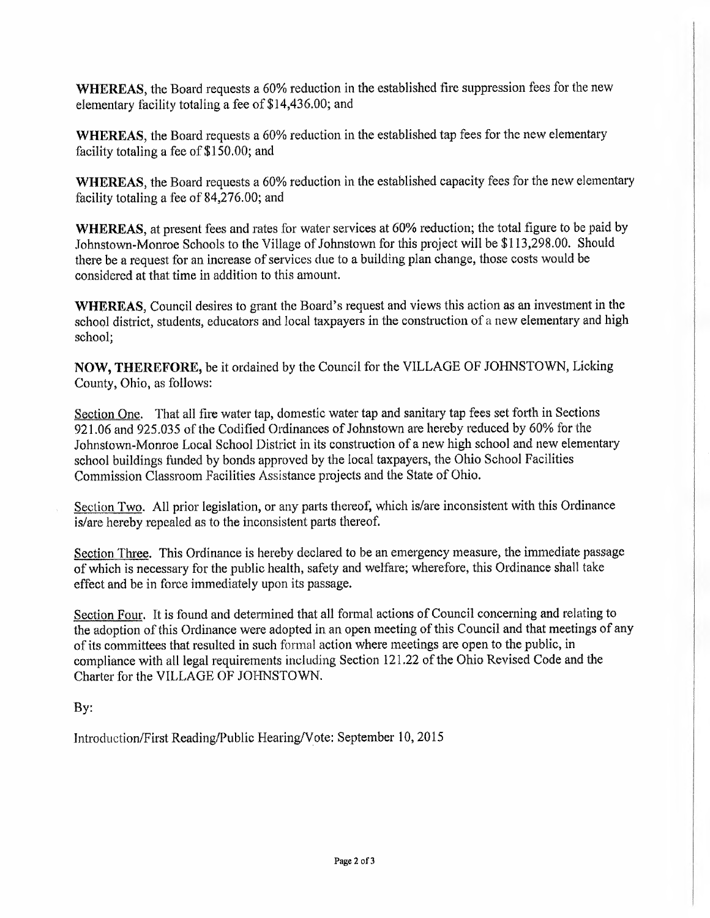**WHEREAS**, the Board requests a 60% reduction in the established fire suppression fees for the new elementary facility totaling a fee of $14,436.00; and

**WHEREAS**, the Board requests a 60% reduction in the established tap fees for the new elementary facility totaling a fee of $150.00; and

**WHEREAS**, the Board requests a 60% reduction in the established capacity fees for the new elementary facility totaling a fee of 84,276.00; and

**WHEREAS**, at present fees and rates for water services at 60% reduction; the total figure to be paid by Johnstown-Monroe Schools to the Village of Johnstown for this project will be $113,298.00. Should there be a request for an increase of services due to a building plan change, those costs would be considered at that time in addition to this amount.

**WHEREAS**, Council desires to grant the Board's request and views this action as an investment in the school district, students, educators and local taxpayers in the construction of a new elementary and high school;

**NOW, THEREFORE,** be it ordained by the Council for the VILLAGE OF JOHNSTOWN, Licking County, Ohio, as follows:

Section One. That all fire water tap, domestic water tap and sanitary tap fees set forth in Sections 921.06 and 925.035 of the Codified Ordinances of Johnstown are hereby reduced by 60% for the Johnstown-Monroe Local School District in its construction of a new high school and new elementary school buildings funded by bonds approved by the local taxpayers, the Ohio School Facilities Commission Classroom Facilities Assistance projects and the State of Ohio.

Section Two. All prior legislation, or any parts thereof, which is/are inconsistent with this Ordinance is/are hereby repealed as to the inconsistent parts thereof.

Section Three. This Ordinance is hereby declared to be an emergency measure, the immediate passage of which is necessary for the public health, safety and welfare; wherefore, this Ordinance shall take effect and be in force immediately upon its passage.

Section Four. It is found and determined that all formal actions of Council concerning and relating to the adoption of this Ordinance were adopted in an open meeting of this Council and that meetings of any of its committees that resulted in such formal action where meetings are open to the public, in compliance with all legal requirements including Section 121.22 of the Ohio Revised Code and the Charter for the VILLAGE OF JOHNSTOWN.

By:

Introduction/First Reading/Public Hearing/Vote: September 10, 2015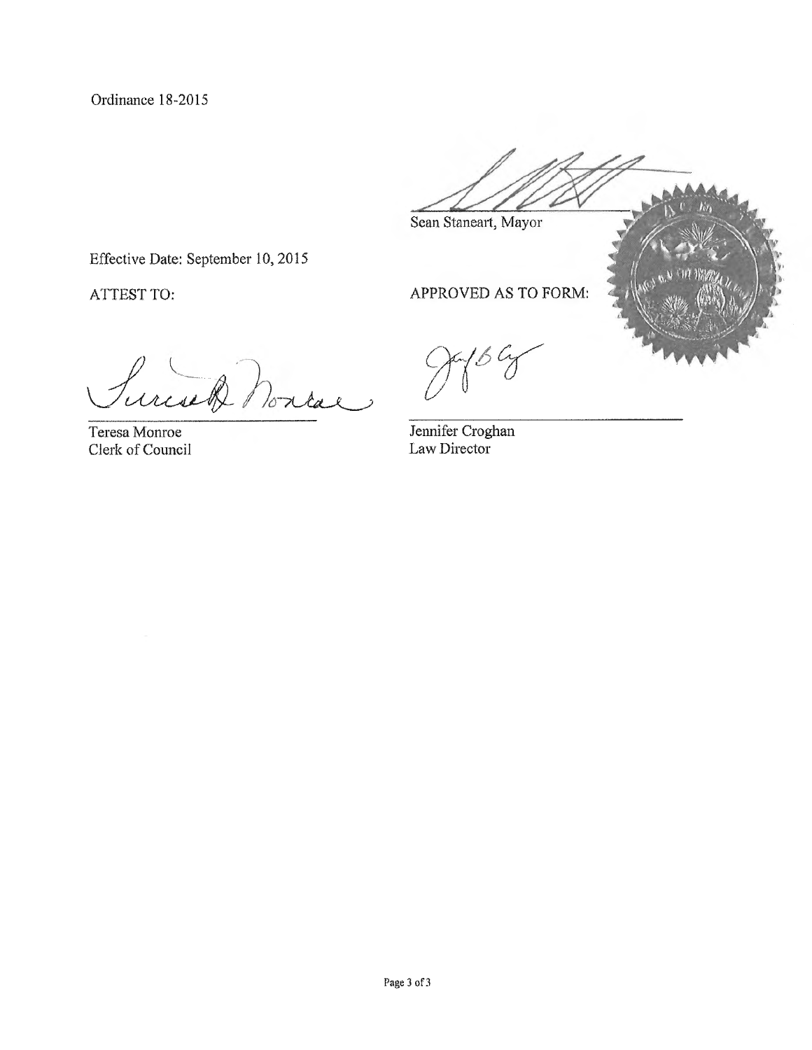Ordinance 18-2015

Sean Staneart, Mayor

Effective Date: September 10, 2015

ATTEST TO:

APPROVED AS TO FORM:

Teresa Monroe
Clerk of Council

Jennifer Croghan
Law Director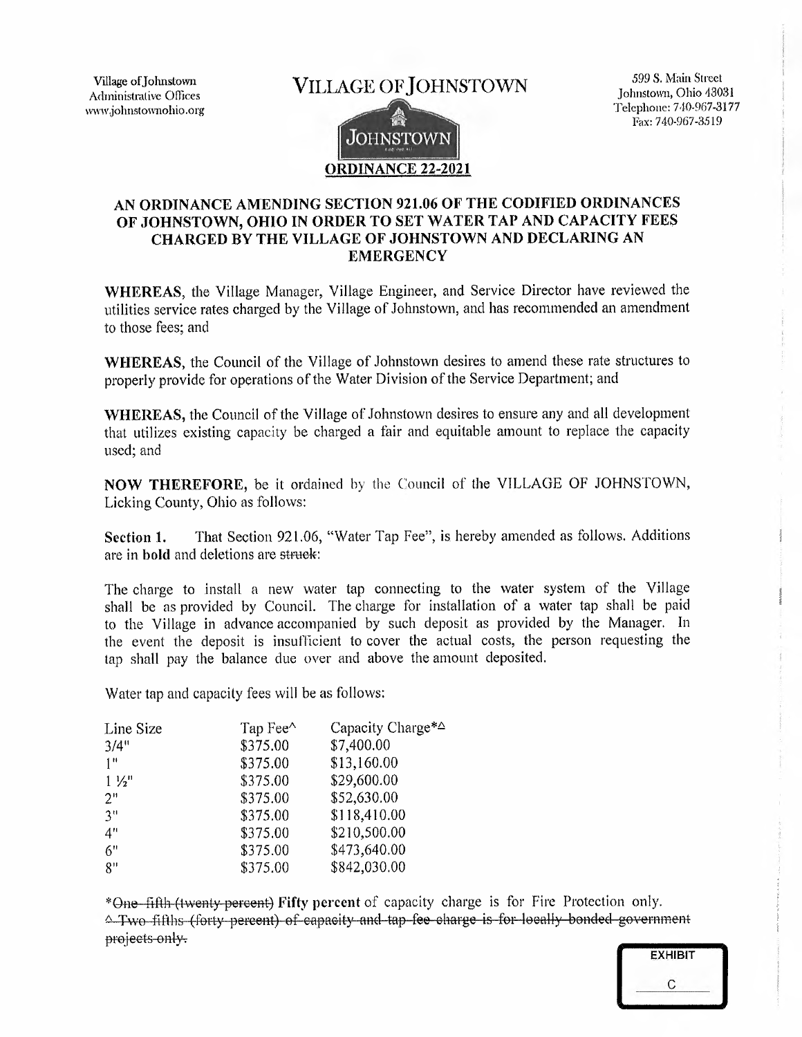Village of Johnstown
Administrative Offices
www.johnstownohio.org

# VILLAGE OF JOHNSTOWN

599 S. Main Street
Johnstown, Ohio 43031
Telephone: 740-967-3177
Fax: 740-967-3519

**ORDINANCE 22-2021**

## AN ORDINANCE AMENDING SECTION 921.06 OF THE CODIFIED ORDINANCES OF JOHNSTOWN, OHIO IN ORDER TO SET WATER TAP AND CAPACITY FEES CHARGED BY THE VILLAGE OF JOHNSTOWN AND DECLARING AN EMERGENCY

**WHEREAS**, the Village Manager, Village Engineer, and Service Director have reviewed the utilities service rates charged by the Village of Johnstown, and has recommended an amendment to those fees; and

**WHEREAS**, the Council of the Village of Johnstown desires to amend these rate structures to properly provide for operations of the Water Division of the Service Department; and

**WHEREAS,** the Council of the Village of Johnstown desires to ensure any and all development that utilizes existing capacity be charged a fair and equitable amount to replace the capacity used; and

**NOW THEREFORE,** be it ordained by the Council of the VILLAGE OF JOHNSTOWN, Licking County, Ohio as follows:

**Section 1.** That Section 921.06, "Water Tap Fee", is hereby amended as follows. Additions are in **bold** and deletions are ~~struck~~:

The charge to install a new water tap connecting to the water system of the Village shall be as provided by Council. The charge for installation of a water tap shall be paid to the Village in advance accompanied by such deposit as provided by the Manager. In the event the deposit is insufficient to cover the actual costs, the person requesting the tap shall pay the balance due over and above the amount deposited.

Water tap and capacity fees will be as follows:

| Line Size | Tap Fee^ | Capacity Charge*△ |
|---|---|---|
| 3/4" | $375.00 | $7,400.00 |
| 1" | $375.00 | $13,160.00 |
| 1 ½" | $375.00 | $29,600.00 |
| 2" | $375.00 | $52,630.00 |
| 3" | $375.00 | $118,410.00 |
| 4" | $375.00 | $210,500.00 |
| 6" | $375.00 | $473,640.00 |
| 8" | $375.00 | $842,030.00 |

*~~One-fifth (twenty percent)~~ **Fifty percent** of capacity charge is for Fire Protection only.
~~△ Two-fifths (forty percent) of capacity and tap fee charge is for locally bonded government projects only.~~

EXHIBIT
C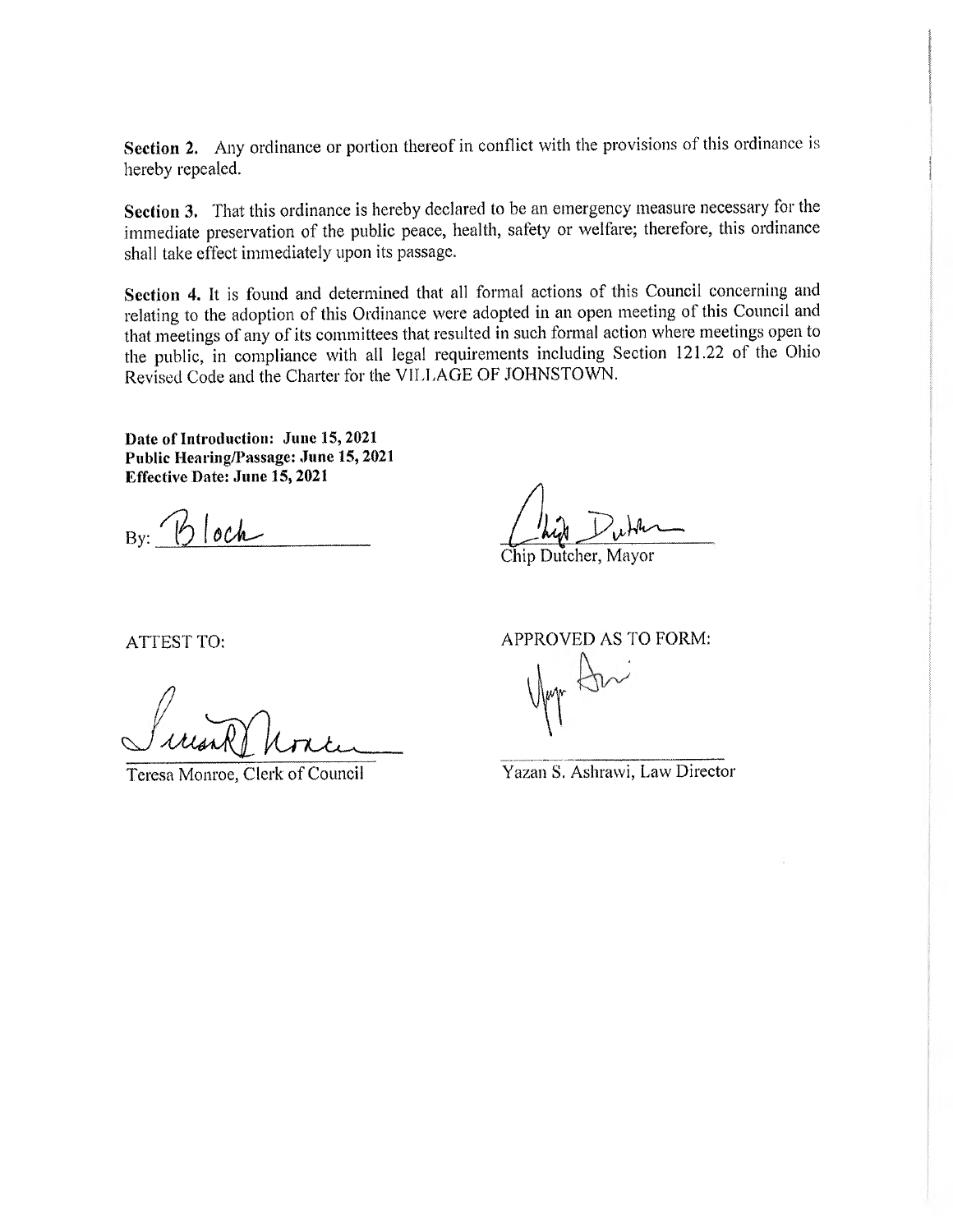**Section 2.** Any ordinance or portion thereof in conflict with the provisions of this ordinance is hereby repealed.

**Section 3.** That this ordinance is hereby declared to be an emergency measure necessary for the immediate preservation of the public peace, health, safety or welfare; therefore, this ordinance shall take effect immediately upon its passage.

**Section 4.** It is found and determined that all formal actions of this Council concerning and relating to the adoption of this Ordinance were adopted in an open meeting of this Council and that meetings of any of its committees that resulted in such formal action where meetings open to the public, in compliance with all legal requirements including Section 121.22 of the Ohio Revised Code and the Charter for the VILLAGE OF JOHNSTOWN.

**Date of Introduction: June 15, 2021**
**Public Hearing/Passage: June 15, 2021**
**Effective Date: June 15, 2021**

By: Bloch

Chip Dutcher, Mayor

ATTEST TO:

Teresa Monroe, Clerk of Council

APPROVED AS TO FORM:

Yazan S. Ashrawi, Law Director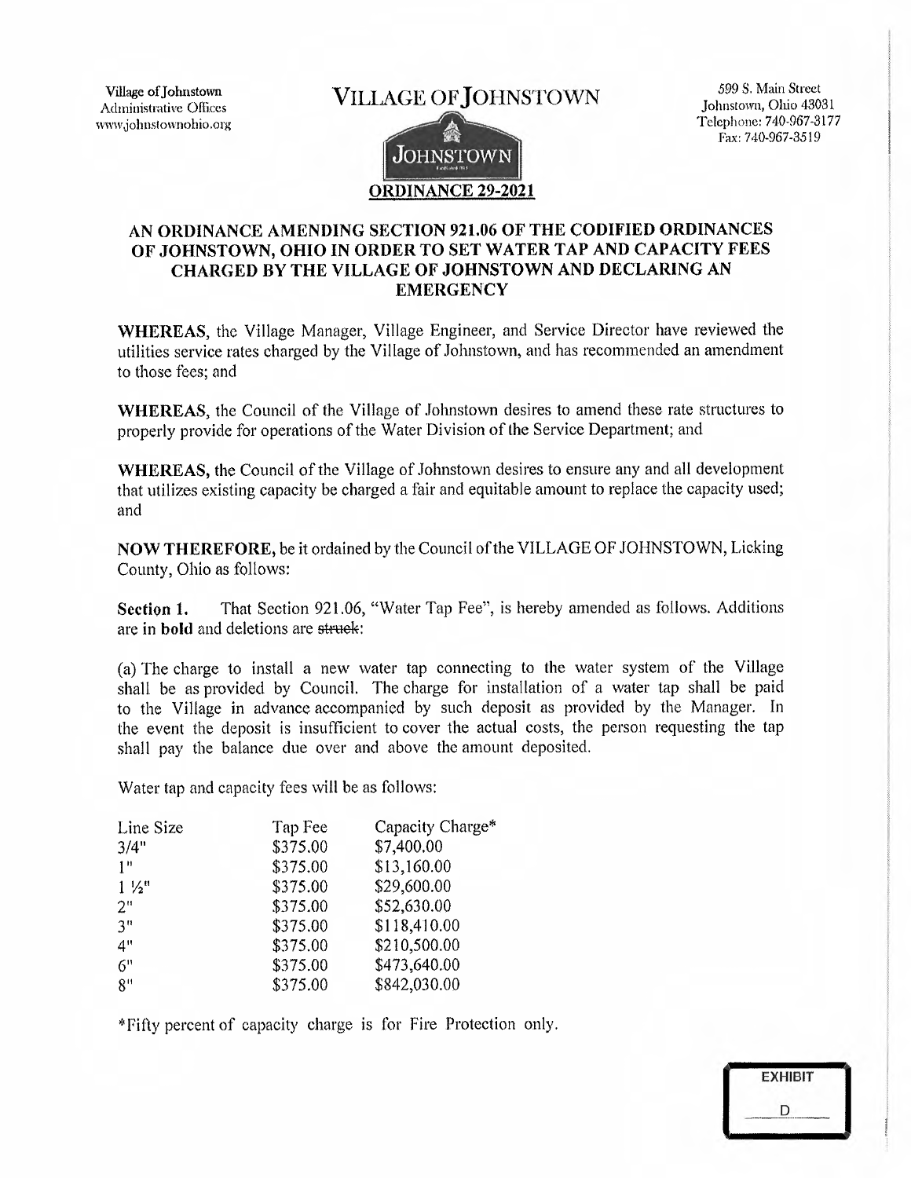Village of Johnstown
Administrative Offices
www.johnstownohio.org

# VILLAGE OF JOHNSTOWN

599 S. Main Street
Johnstown, Ohio 43031
Telephone: 740-967-3177
Fax: 740-967-3519

## ORDINANCE 29-2021

### AN ORDINANCE AMENDING SECTION 921.06 OF THE CODIFIED ORDINANCES OF JOHNSTOWN, OHIO IN ORDER TO SET WATER TAP AND CAPACITY FEES CHARGED BY THE VILLAGE OF JOHNSTOWN AND DECLARING AN EMERGENCY

**WHEREAS**, the Village Manager, Village Engineer, and Service Director have reviewed the utilities service rates charged by the Village of Johnstown, and has recommended an amendment to those fees; and

**WHEREAS**, the Council of the Village of Johnstown desires to amend these rate structures to properly provide for operations of the Water Division of the Service Department; and

**WHEREAS,** the Council of the Village of Johnstown desires to ensure any and all development that utilizes existing capacity be charged a fair and equitable amount to replace the capacity used; and

**NOW THEREFORE,** be it ordained by the Council of the VILLAGE OF JOHNSTOWN, Licking County, Ohio as follows:

**Section 1.** That Section 921.06, "Water Tap Fee", is hereby amended as follows. Additions are **in bold** and deletions are ~~struck~~:

(a) The charge to install a new water tap connecting to the water system of the Village shall be as provided by Council. The charge for installation of a water tap shall be paid to the Village in advance accompanied by such deposit as provided by the Manager. In the event the deposit is insufficient to cover the actual costs, the person requesting the tap shall pay the balance due over and above the amount deposited.

Water tap and capacity fees will be as follows:

| Line Size | Tap Fee | Capacity Charge* |
|---|---|---|
| 3/4" | $375.00 | $7,400.00 |
| 1" | $375.00 | $13,160.00 |
| 1 ½" | $375.00 | $29,600.00 |
| 2" | $375.00 | $52,630.00 |
| 3" | $375.00 | $118,410.00 |
| 4" | $375.00 | $210,500.00 |
| 6" | $375.00 | $473,640.00 |
| 8" | $375.00 | $842,030.00 |

*Fifty percent of capacity charge is for Fire Protection only.

EXHIBIT
D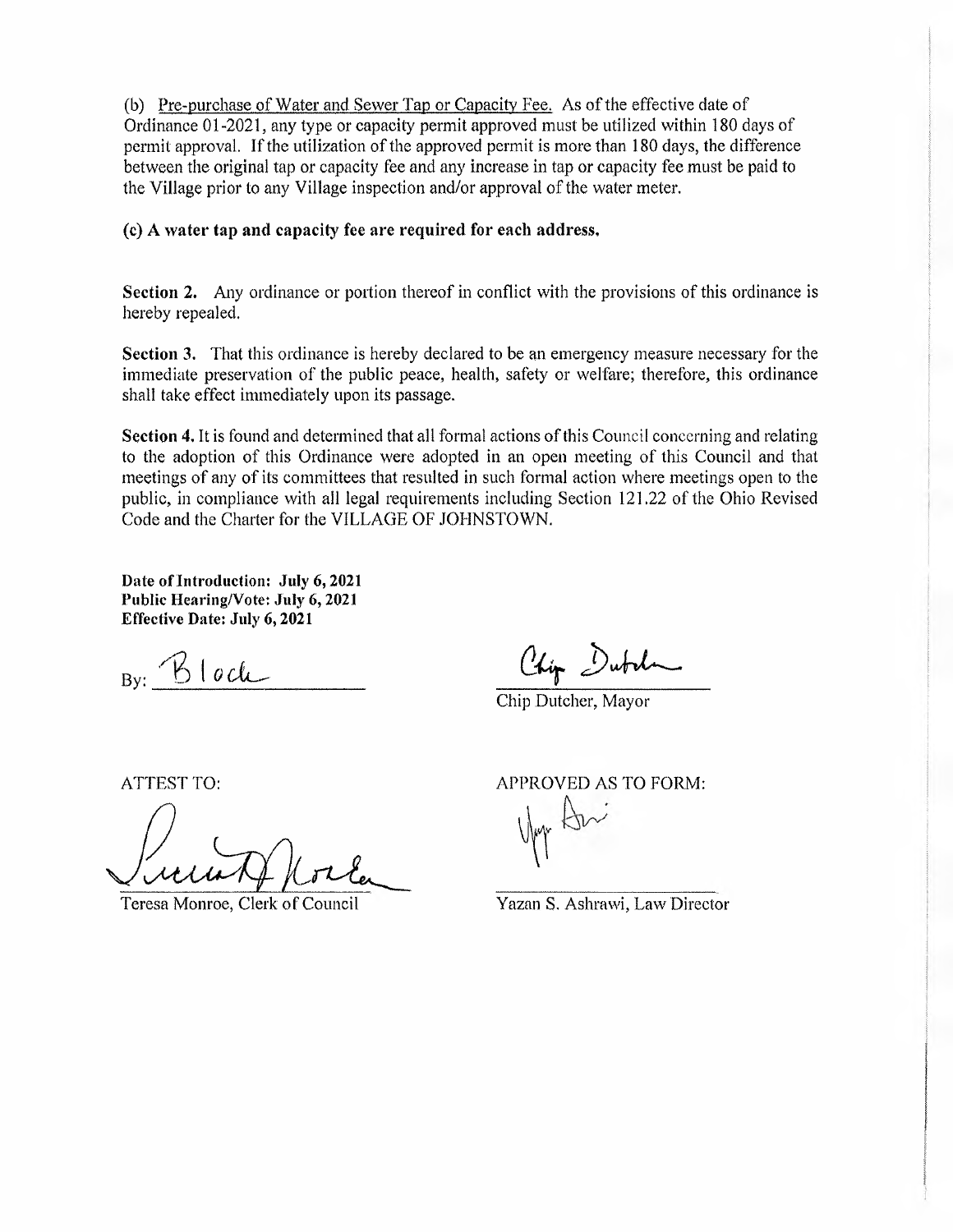(b) Pre-purchase of Water and Sewer Tap or Capacity Fee. As of the effective date of Ordinance 01-2021, any type or capacity permit approved must be utilized within 180 days of permit approval. If the utilization of the approved permit is more than 180 days, the difference between the original tap or capacity fee and any increase in tap or capacity fee must be paid to the Village prior to any Village inspection and/or approval of the water meter.

**(c) A water tap and capacity fee are required for each address.**

**Section 2.** Any ordinance or portion thereof in conflict with the provisions of this ordinance is hereby repealed.

**Section 3.** That this ordinance is hereby declared to be an emergency measure necessary for the immediate preservation of the public peace, health, safety or welfare; therefore, this ordinance shall take effect immediately upon its passage.

**Section 4.** It is found and determined that all formal actions of this Council concerning and relating to the adoption of this Ordinance were adopted in an open meeting of this Council and that meetings of any of its committees that resulted in such formal action where meetings open to the public, in compliance with all legal requirements including Section 121.22 of the Ohio Revised Code and the Charter for the VILLAGE OF JOHNSTOWN.

**Date of Introduction: July 6, 2021**
**Public Hearing/Vote: July 6, 2021**
**Effective Date: July 6, 2021**

By: Block

Chip Dutcher, Mayor

ATTEST TO:

Teresa Monroe, Clerk of Council

APPROVED AS TO FORM:

Yazan S. Ashrawi, Law Director